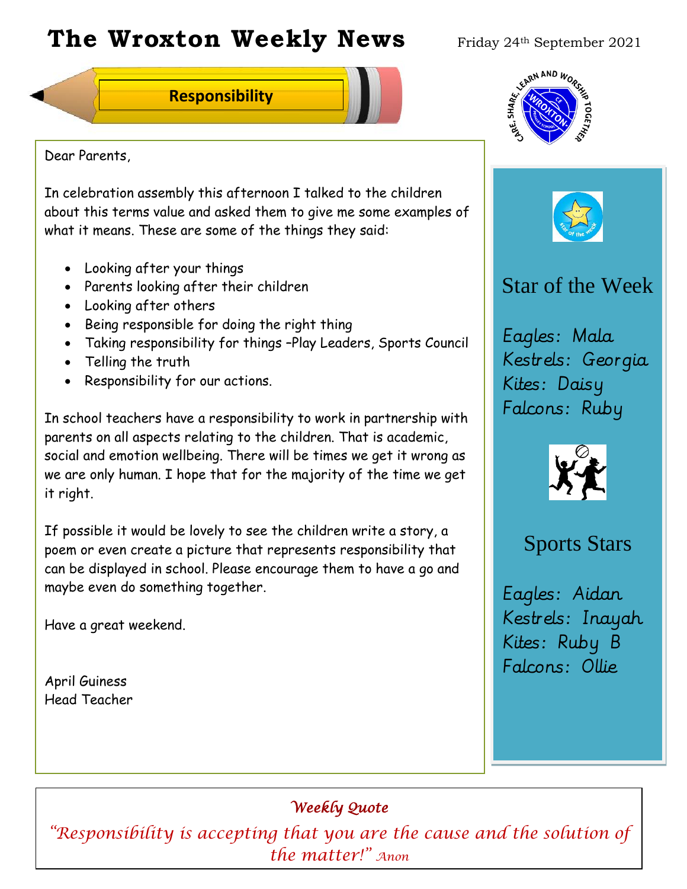# The Wroxton Weekly News

Friday 24th September 2021

## Responsibility

Dear Parents,

In celebration assembly this afternoon I talked to the children about this terms value and asked them to give me some examples of what it means. These are some of the things they said:

- Looking after your things
- Parents looking after their children
- Looking after others
- Being responsible for doing the right thing
- Taking responsibility for things –Play Leaders, Sports Council
- Telling the truth
- Responsibility for our actions.

In school teachers have a responsibility to work in partnership with parents on all aspects relating to the children. That is academic, social and emotion wellbeing. There will be times we get it wrong as we are only human. I hope that for the majority of the time we get it right.

If possible it would be lovely to see the children write a story, a poem or even create a picture that represents responsibility that can be displayed in school. Please encourage them to have a go and maybe even do something together.

Have a great weekend.

April Guiness
Head Teacher

## Star of the Week

*Eagles: Mala*
*Kestrels: Georgia*
*Kites: Daisy*
*Falcons: Ruby*

## Sports Stars

*Eagles: Aidan*
*Kestrels: Inayah*
*Kites: Ruby B*
*Falcons: Ollie*

***Weekly Quote***

*"Responsibility is accepting that you are the cause and the solution of the matter!" Anon*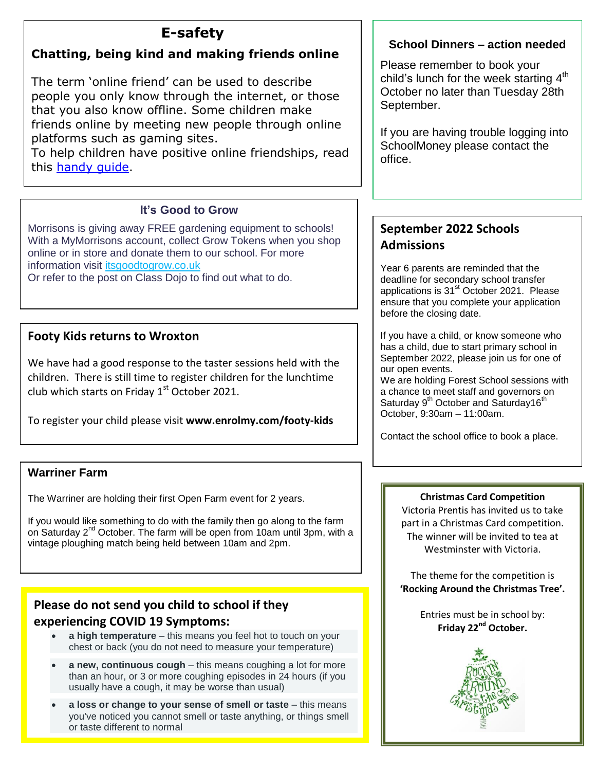## E-safety

### Chatting, being kind and making friends online

The term 'online friend' can be used to describe people you only know through the internet, or those that you also know offline. Some children make friends online by meeting new people through online platforms such as gaming sites.
To help children have positive online friendships, read this handy guide.

### It's Good to Grow

Morrisons is giving away FREE gardening equipment to schools! With a MyMorrisons account, collect Grow Tokens when you shop online or in store and donate them to our school. For more information visit itsgoodtogrow.co.uk
Or refer to the post on Class Dojo to find out what to do.

### Footy Kids returns to Wroxton

We have had a good response to the taster sessions held with the children. There is still time to register children for the lunchtime club which starts on Friday 1st October 2021.

To register your child please visit **www.enrolmy.com/footy-kids**

### Warriner Farm

The Warriner are holding their first Open Farm event for 2 years.

If you would like something to do with the family then go along to the farm on Saturday 2nd October. The farm will be open from 10am until 3pm, with a vintage ploughing match being held between 10am and 2pm.

### Please do not send you child to school if they experiencing COVID 19 Symptoms:

- **a high temperature** – this means you feel hot to touch on your chest or back (you do not need to measure your temperature)
- **a new, continuous cough** – this means coughing a lot for more than an hour, or 3 or more coughing episodes in 24 hours (if you usually have a cough, it may be worse than usual)
- **a loss or change to your sense of smell or taste** – this means you've noticed you cannot smell or taste anything, or things smell or taste different to normal

### School Dinners – action needed

Please remember to book your child's lunch for the week starting 4th October no later than Tuesday 28th September.

If you are having trouble logging into SchoolMoney please contact the office.

### September 2022 Schools Admissions

Year 6 parents are reminded that the deadline for secondary school transfer applications is 31st October 2021. Please ensure that you complete your application before the closing date.

If you have a child, or know someone who has a child, due to start primary school in September 2022, please join us for one of our open events.
We are holding Forest School sessions with a chance to meet staff and governors on Saturday 9th October and Saturday16th October, 9:30am – 11:00am.

Contact the school office to book a place.

**Christmas Card Competition**

Victoria Prentis has invited us to take part in a Christmas Card competition. The winner will be invited to tea at Westminster with Victoria.

The theme for the competition is **'Rocking Around the Christmas Tree'.**

Entries must be in school by: **Friday 22nd October.**